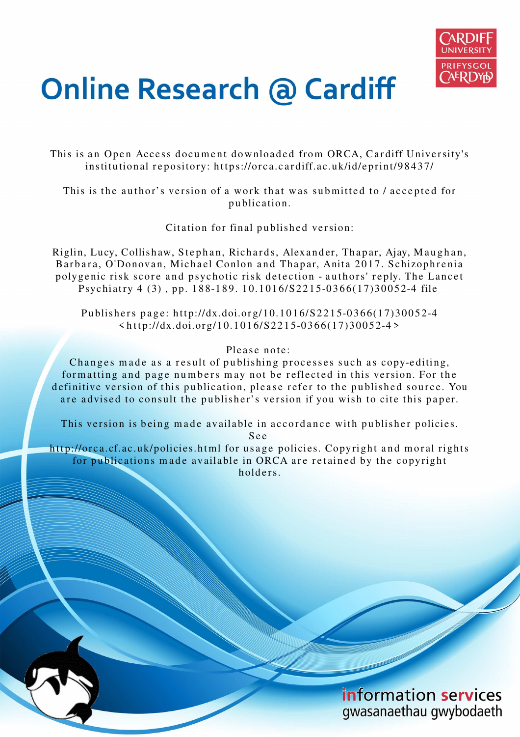# Online Research @ Cardiff

This is an Open Access document downloaded from ORCA, Cardiff University's institutional repository: https://orca.cardiff.ac.uk/id/eprint/98437/

This is the author's version of a work that was submitted to / accepted for publication.

Citation for final published version:

Riglin, Lucy, Collishaw, Stephan, Richards, Alexander, Thapar, Ajay, Maughan, Barbara, O'Donovan, Michael Conlon and Thapar, Anita 2017. Schizophrenia polygenic risk score and psychotic risk detection - authors' reply. The Lancet Psychiatry 4 (3) , pp. 188-189. 10.1016/S2215-0366(17)30052-4 file

Publishers page: http://dx.doi.org/10.1016/S2215-0366(17)30052-4 <http://dx.doi.org/10.1016/S2215-0366(17)30052-4>

Please note:
Changes made as a result of publishing processes such as copy-editing, formatting and page numbers may not be reflected in this version. For the definitive version of this publication, please refer to the published source. You are advised to consult the publisher's version if you wish to cite this paper.

This version is being made available in accordance with publisher policies. See http://orca.cf.ac.uk/policies.html for usage policies. Copyright and moral rights for publications made available in ORCA are retained by the copyright holders.

information services
gwasanaethau gwybodaeth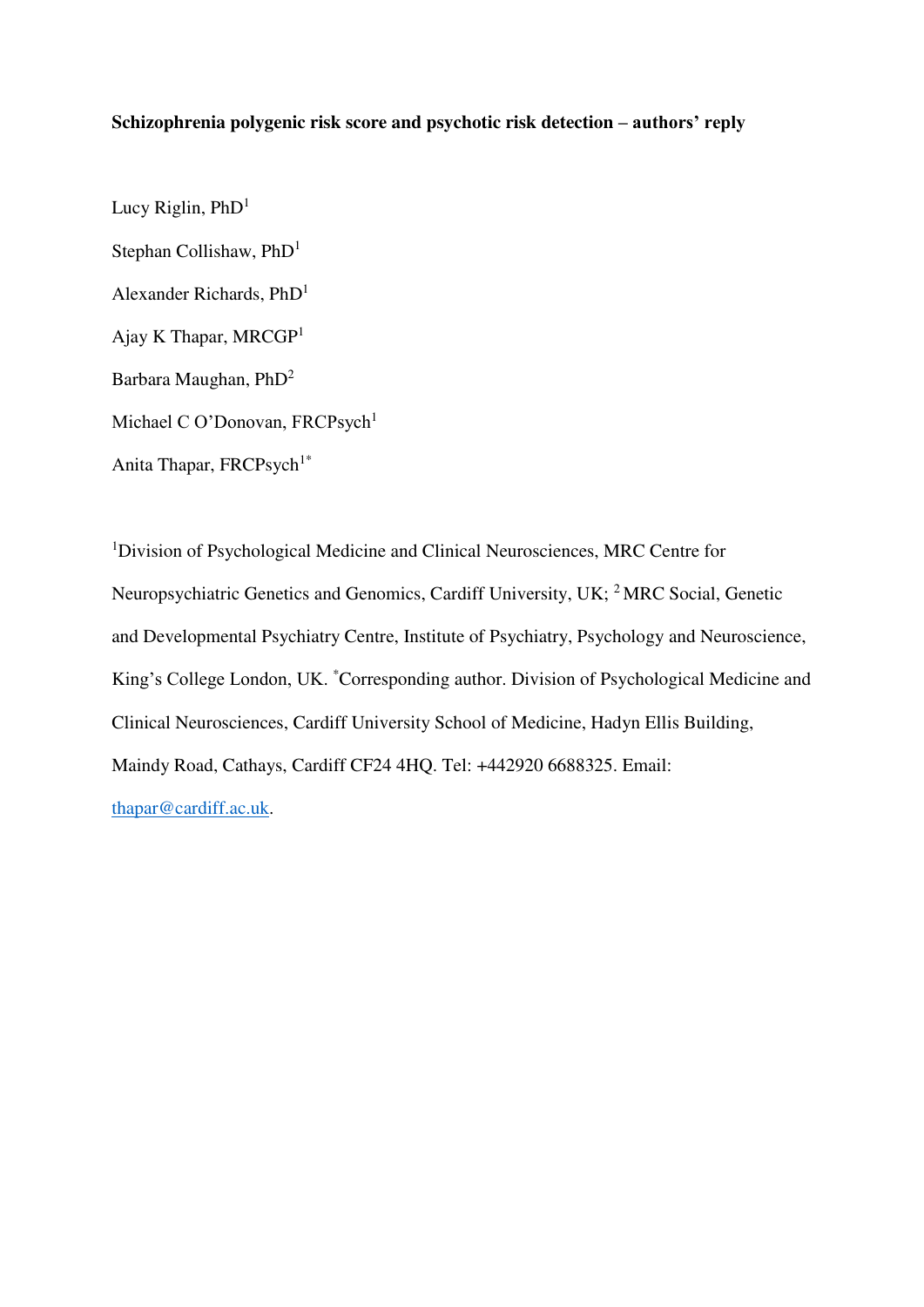**Schizophrenia polygenic risk score and psychotic risk detection – authors' reply**

Lucy Riglin, PhD[1]

Stephan Collishaw, PhD[1]

Alexander Richards, PhD[1]

Ajay K Thapar, MRCGP[1]

Barbara Maughan, PhD[2]

Michael C O'Donovan, FRCPsych[1]

Anita Thapar, FRCPsych[1*]

[1]Division of Psychological Medicine and Clinical Neurosciences, MRC Centre for Neuropsychiatric Genetics and Genomics, Cardiff University, UK; [2] MRC Social, Genetic and Developmental Psychiatry Centre, Institute of Psychiatry, Psychology and Neuroscience, King's College London, UK. [*]Corresponding author. Division of Psychological Medicine and Clinical Neurosciences, Cardiff University School of Medicine, Hadyn Ellis Building, Maindy Road, Cathays, Cardiff CF24 4HQ. Tel: +442920 6688325. Email: thapar@cardiff.ac.uk.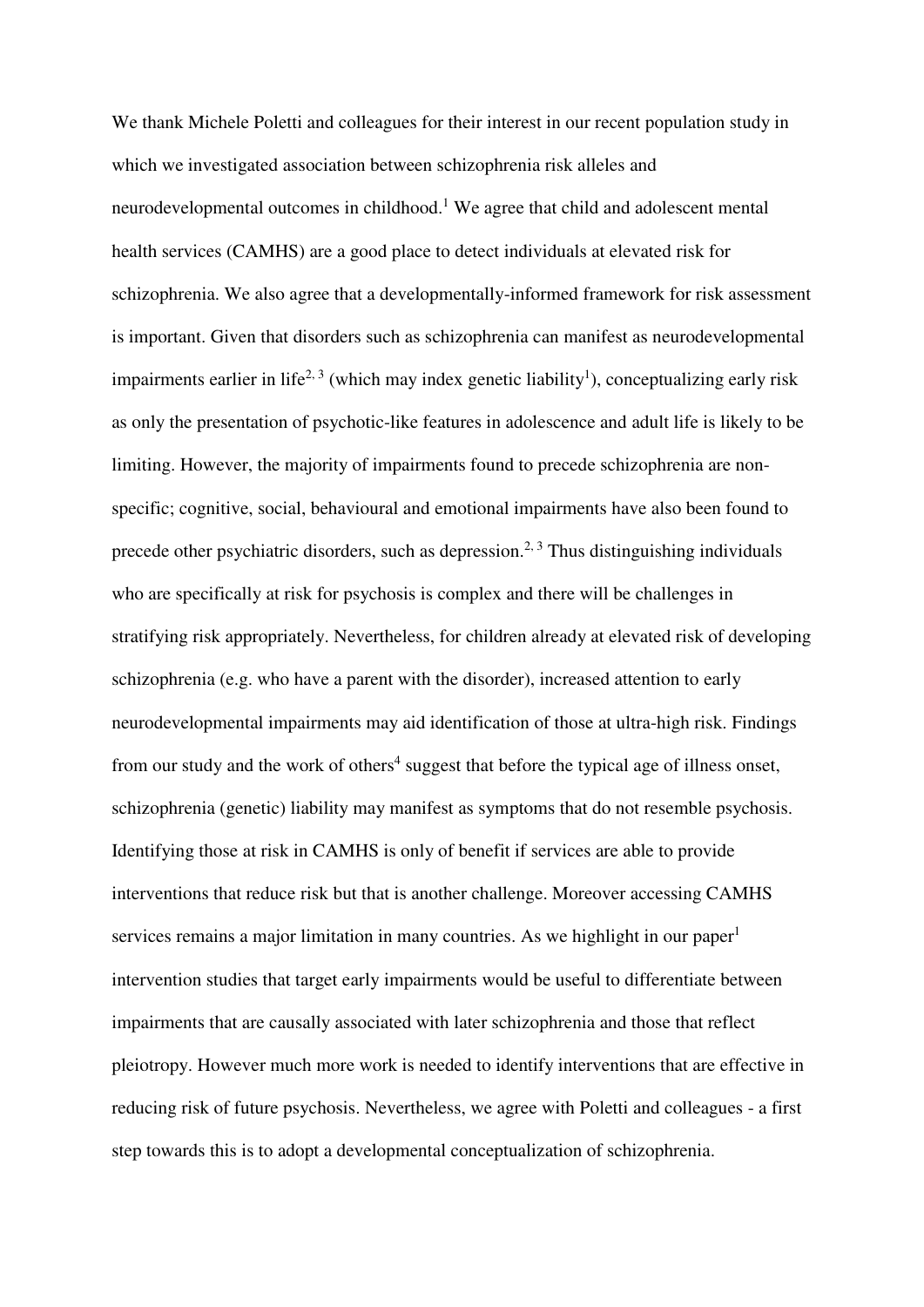We thank Michele Poletti and colleagues for their interest in our recent population study in which we investigated association between schizophrenia risk alleles and neurodevelopmental outcomes in childhood.[1] We agree that child and adolescent mental health services (CAMHS) are a good place to detect individuals at elevated risk for schizophrenia. We also agree that a developmentally-informed framework for risk assessment is important. Given that disorders such as schizophrenia can manifest as neurodevelopmental impairments earlier in life[2, 3] (which may index genetic liability[1]), conceptualizing early risk as only the presentation of psychotic-like features in adolescence and adult life is likely to be limiting. However, the majority of impairments found to precede schizophrenia are non-specific; cognitive, social, behavioural and emotional impairments have also been found to precede other psychiatric disorders, such as depression.[2, 3] Thus distinguishing individuals who are specifically at risk for psychosis is complex and there will be challenges in stratifying risk appropriately. Nevertheless, for children already at elevated risk of developing schizophrenia (e.g. who have a parent with the disorder), increased attention to early neurodevelopmental impairments may aid identification of those at ultra-high risk. Findings from our study and the work of others[4] suggest that before the typical age of illness onset, schizophrenia (genetic) liability may manifest as symptoms that do not resemble psychosis. Identifying those at risk in CAMHS is only of benefit if services are able to provide interventions that reduce risk but that is another challenge. Moreover accessing CAMHS services remains a major limitation in many countries. As we highlight in our paper[1] intervention studies that target early impairments would be useful to differentiate between impairments that are causally associated with later schizophrenia and those that reflect pleiotropy. However much more work is needed to identify interventions that are effective in reducing risk of future psychosis. Nevertheless, we agree with Poletti and colleagues - a first step towards this is to adopt a developmental conceptualization of schizophrenia.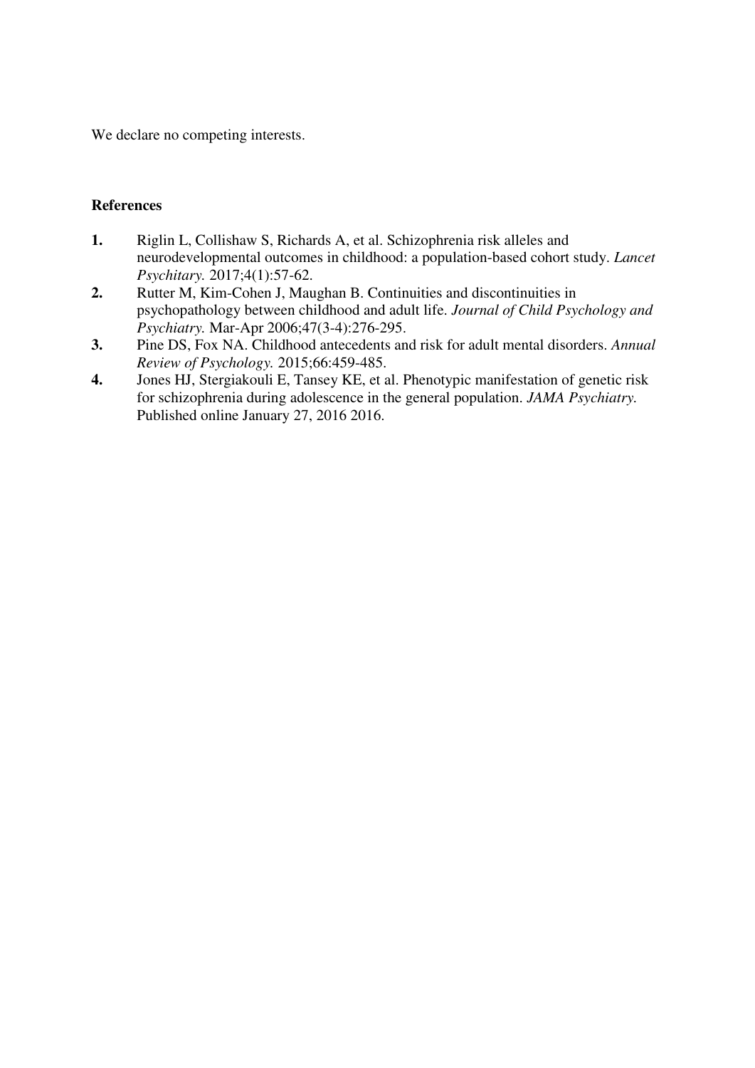We declare no competing interests.

## References

1. Riglin L, Collishaw S, Richards A, et al. Schizophrenia risk alleles and neurodevelopmental outcomes in childhood: a population-based cohort study. *Lancet Psychitary.* 2017;4(1):57-62.
2. Rutter M, Kim-Cohen J, Maughan B. Continuities and discontinuities in psychopathology between childhood and adult life. *Journal of Child Psychology and Psychiatry.* Mar-Apr 2006;47(3-4):276-295.
3. Pine DS, Fox NA. Childhood antecedents and risk for adult mental disorders. *Annual Review of Psychology.* 2015;66:459-485.
4. Jones HJ, Stergiakouli E, Tansey KE, et al. Phenotypic manifestation of genetic risk for schizophrenia during adolescence in the general population. *JAMA Psychiatry.* Published online January 27, 2016 2016.